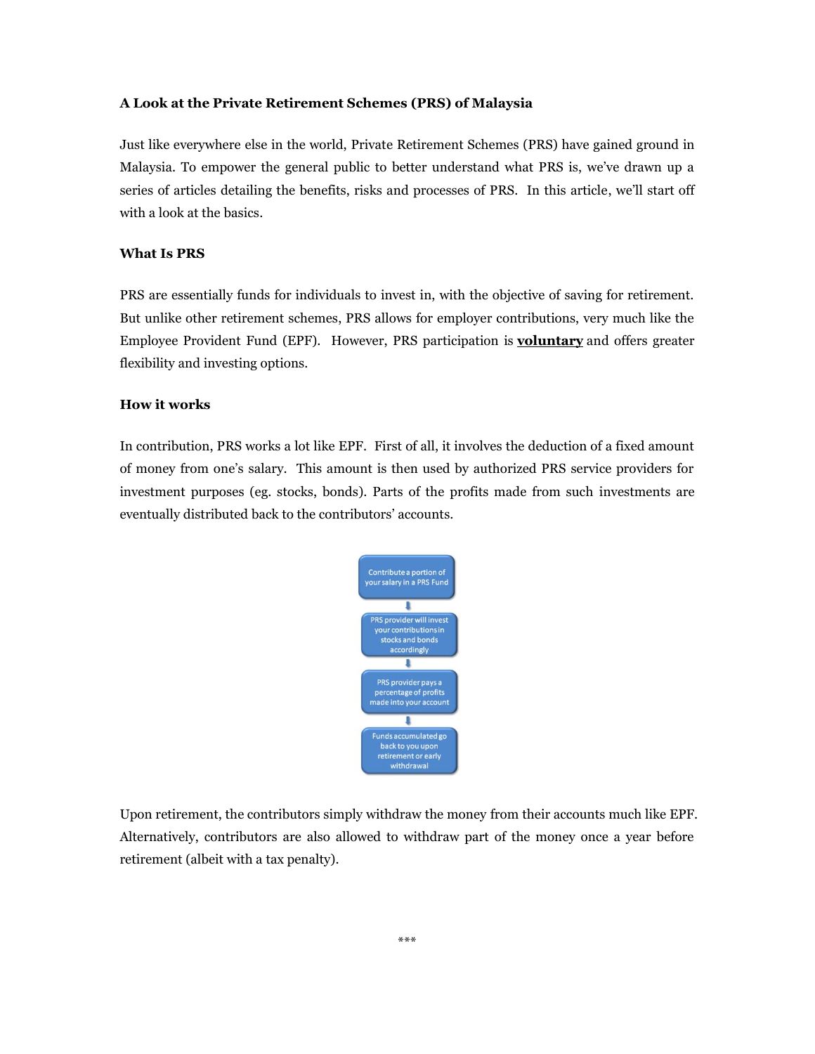**A Look at the Private Retirement Schemes (PRS) of Malaysia**

Just like everywhere else in the world, Private Retirement Schemes (PRS) have gained ground in Malaysia. To empower the general public to better understand what PRS is, we've drawn up a series of articles detailing the benefits, risks and processes of PRS. In this article, we'll start off with a look at the basics.

**What Is PRS**

PRS are essentially funds for individuals to invest in, with the objective of saving for retirement. But unlike other retirement schemes, PRS allows for employer contributions, very much like the Employee Provident Fund (EPF). However, PRS participation is **voluntary** and offers greater flexibility and investing options.

**How it works**

In contribution, PRS works a lot like EPF. First of all, it involves the deduction of a fixed amount of money from one's salary. This amount is then used by authorized PRS service providers for investment purposes (eg. stocks, bonds). Parts of the profits made from such investments are eventually distributed back to the contributors' accounts.

Contribute a portion of your salary in a PRS Fund

↓

PRS provider will invest your contributions in stocks and bonds accordingly

↓

PRS provider pays a percentage of profits made into your account

↓

Funds accumulated go back to you upon retirement or early withdrawal

Upon retirement, the contributors simply withdraw the money from their accounts much like EPF. Alternatively, contributors are also allowed to withdraw part of the money once a year before retirement (albeit with a tax penalty).

***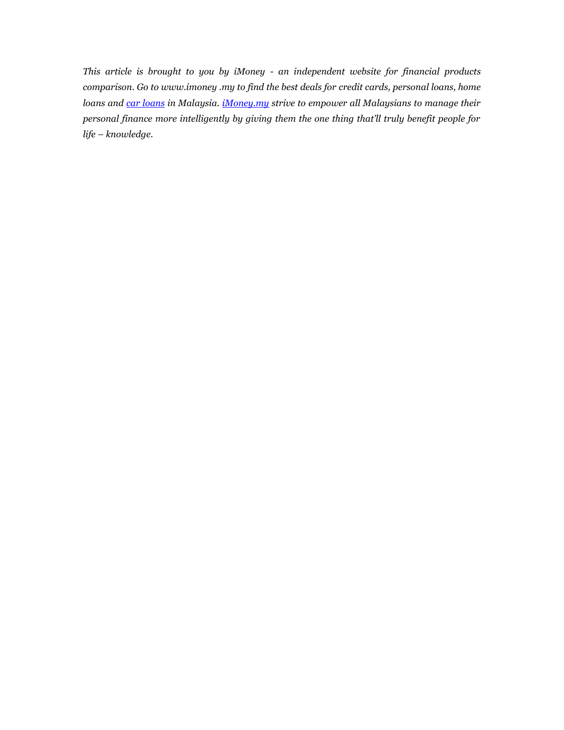*This article is brought to you by iMoney - an independent website for financial products comparison. Go to www.imoney .my to find the best deals for credit cards, personal loans, home loans and car loans in Malaysia. iMoney.my strive to empower all Malaysians to manage their personal finance more intelligently by giving them the one thing that'll truly benefit people for life – knowledge.*